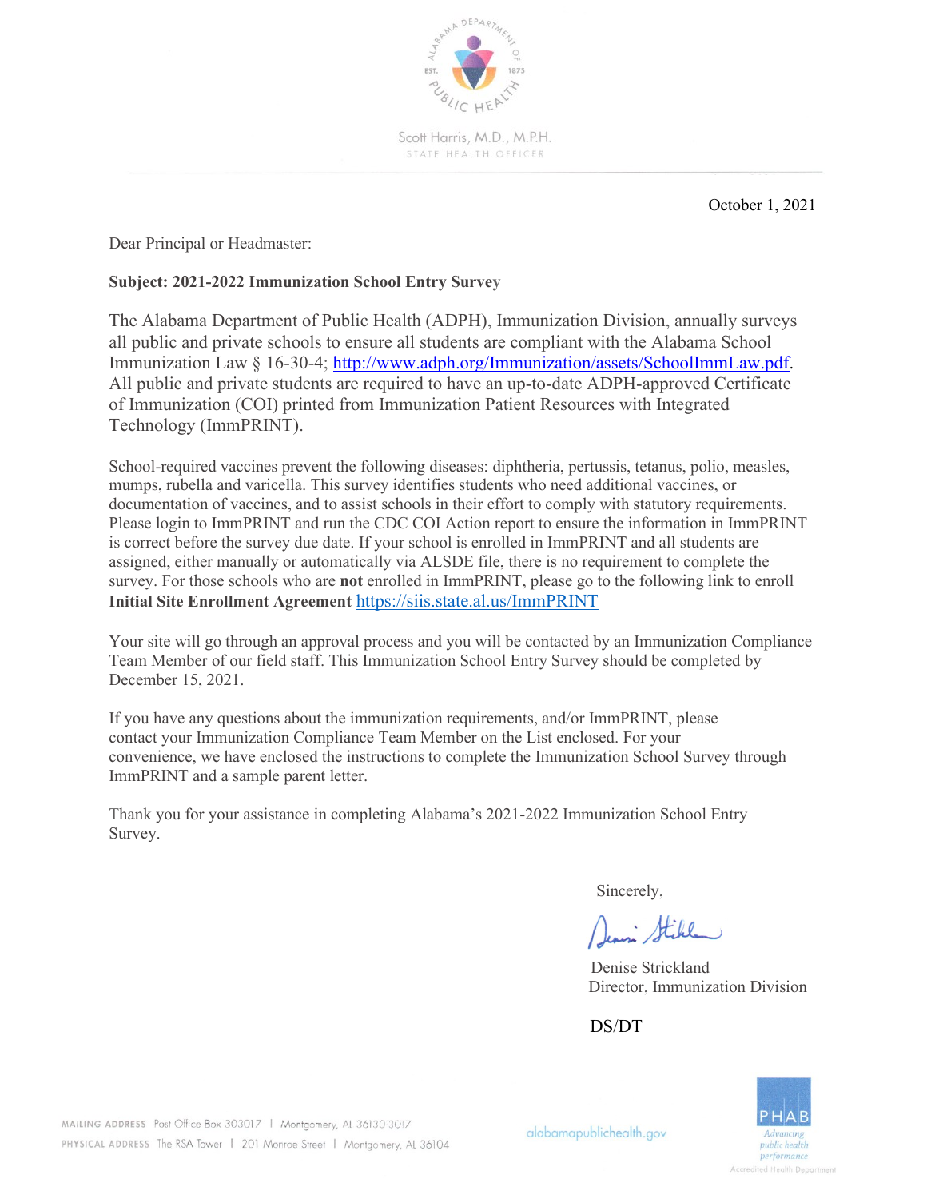Scott Harris, M.D., M.P.H.
STATE HEALTH OFFICER

October 1, 2021

Dear Principal or Headmaster:

**Subject: 2021-2022 Immunization School Entry Survey**

The Alabama Department of Public Health (ADPH), Immunization Division, annually surveys all public and private schools to ensure all students are compliant with the Alabama School Immunization Law § 16-30-4; http://www.adph.org/Immunization/assets/SchoolImmLaw.pdf. All public and private students are required to have an up-to-date ADPH-approved Certificate of Immunization (COI) printed from Immunization Patient Resources with Integrated Technology (ImmPRINT).

School-required vaccines prevent the following diseases: diphtheria, pertussis, tetanus, polio, measles, mumps, rubella and varicella. This survey identifies students who need additional vaccines, or documentation of vaccines, and to assist schools in their effort to comply with statutory requirements. Please login to ImmPRINT and run the CDC COI Action report to ensure the information in ImmPRINT is correct before the survey due date. If your school is enrolled in ImmPRINT and all students are assigned, either manually or automatically via ALSDE file, there is no requirement to complete the survey. For those schools who are **not** enrolled in ImmPRINT, please go to the following link to enroll **Initial Site Enrollment Agreement** https://siis.state.al.us/ImmPRINT

Your site will go through an approval process and you will be contacted by an Immunization Compliance Team Member of our field staff. This Immunization School Entry Survey should be completed by December 15, 2021.

If you have any questions about the immunization requirements, and/or ImmPRINT, please contact your Immunization Compliance Team Member on the List enclosed. For your convenience, we have enclosed the instructions to complete the Immunization School Survey through ImmPRINT and a sample parent letter.

Thank you for your assistance in completing Alabama's 2021-2022 Immunization School Entry Survey.

Sincerely,

Denise Strickland
Director, Immunization Division

DS/DT

MAILING ADDRESS Post Office Box 303017 | Montgomery, AL 36130-3017
PHYSICAL ADDRESS The RSA Tower | 201 Monroe Street | Montgomery, AL 36104

alabamapublichealth.gov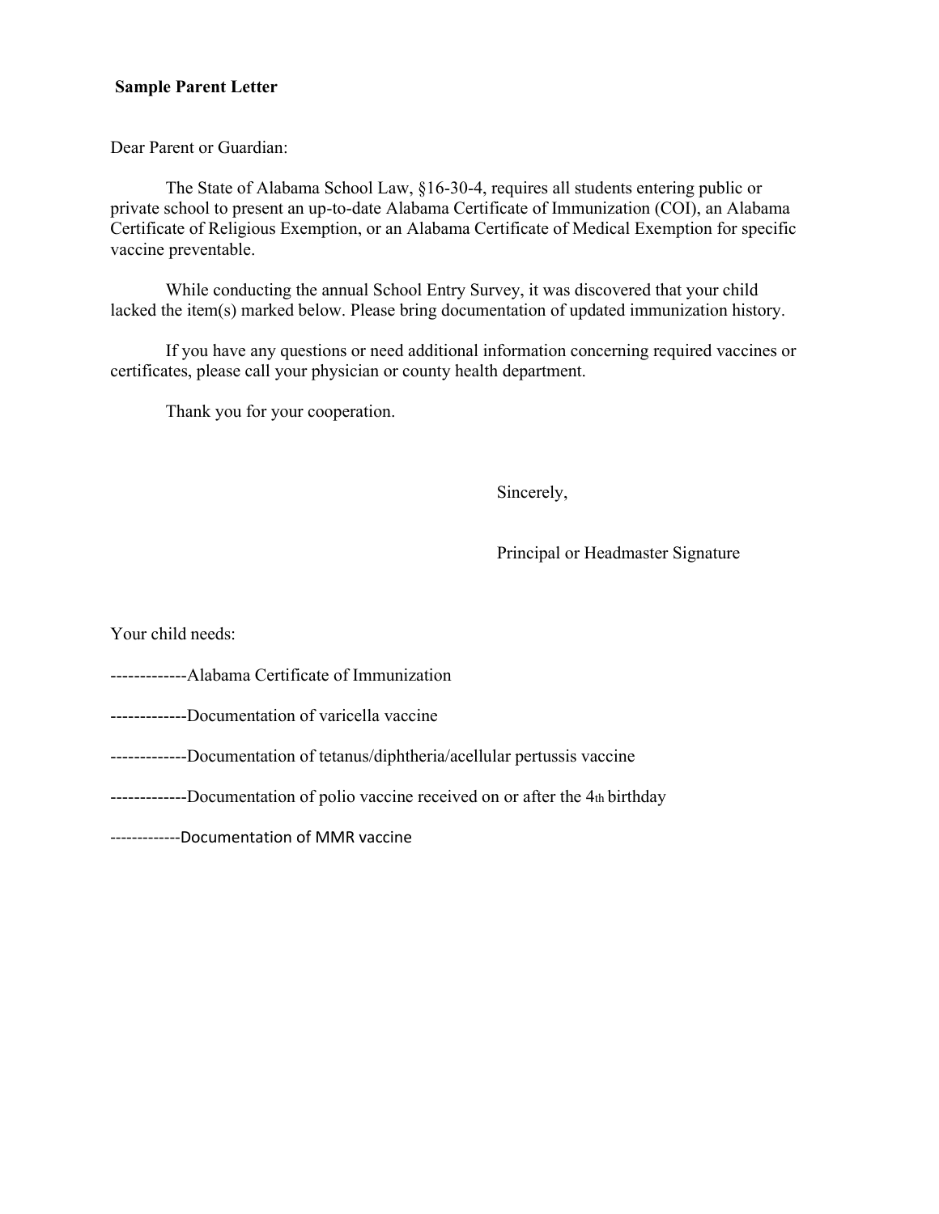**Sample Parent Letter**

Dear Parent or Guardian:

The State of Alabama School Law, §16-30-4, requires all students entering public or private school to present an up-to-date Alabama Certificate of Immunization (COI), an Alabama Certificate of Religious Exemption, or an Alabama Certificate of Medical Exemption for specific vaccine preventable.

While conducting the annual School Entry Survey, it was discovered that your child lacked the item(s) marked below. Please bring documentation of updated immunization history.

If you have any questions or need additional information concerning required vaccines or certificates, please call your physician or county health department.

Thank you for your cooperation.

Sincerely,

Principal or Headmaster Signature

Your child needs:

-------------Alabama Certificate of Immunization

-------------Documentation of varicella vaccine

-------------Documentation of tetanus/diphtheria/acellular pertussis vaccine

-------------Documentation of polio vaccine received on or after the 4th birthday

-------------Documentation of MMR vaccine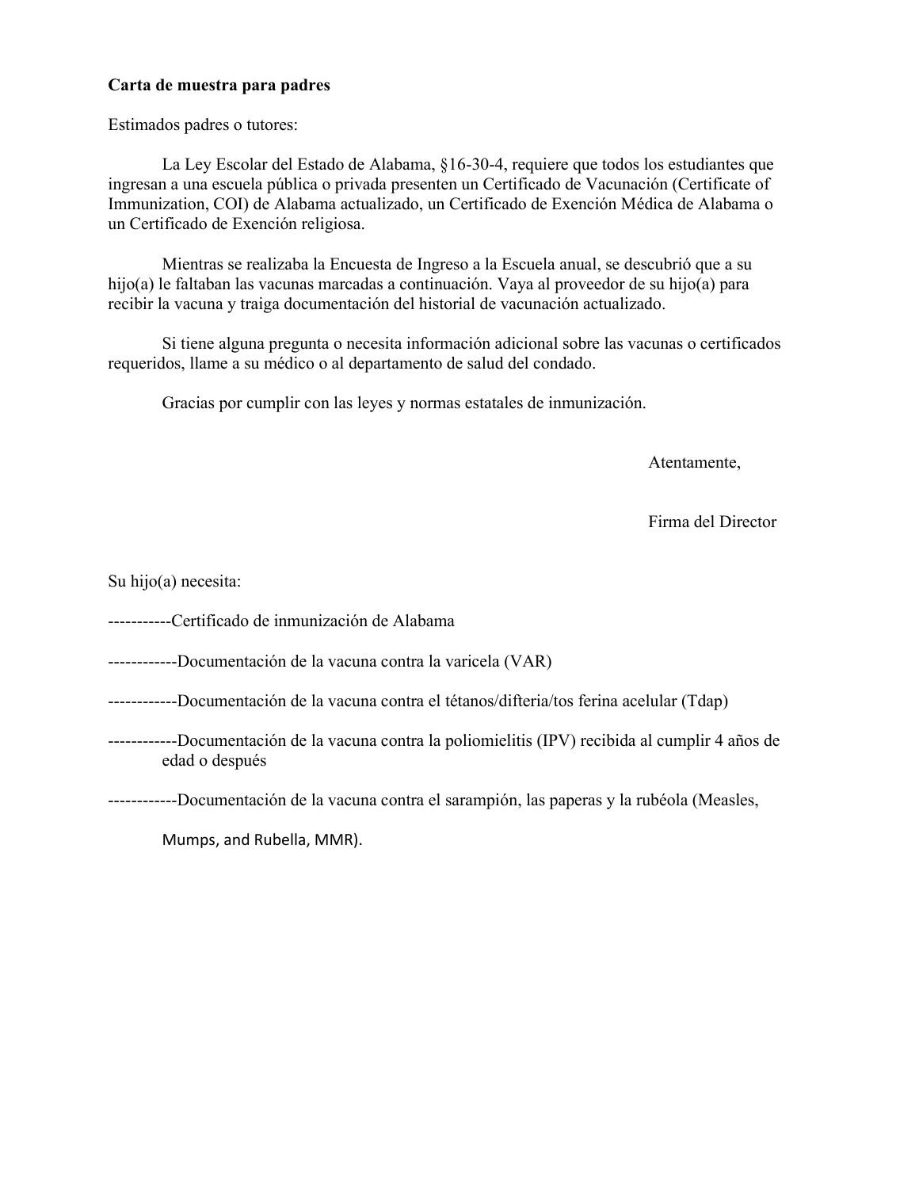**Carta de muestra para padres**

Estimados padres o tutores:

La Ley Escolar del Estado de Alabama, §16-30-4, requiere que todos los estudiantes que ingresan a una escuela pública o privada presenten un Certificado de Vacunación (Certificate of Immunization, COI) de Alabama actualizado, un Certificado de Exención Médica de Alabama o un Certificado de Exención religiosa.

Mientras se realizaba la Encuesta de Ingreso a la Escuela anual, se descubrió que a su hijo(a) le faltaban las vacunas marcadas a continuación. Vaya al proveedor de su hijo(a) para recibir la vacuna y traiga documentación del historial de vacunación actualizado.

Si tiene alguna pregunta o necesita información adicional sobre las vacunas o certificados requeridos, llame a su médico o al departamento de salud del condado.

Gracias por cumplir con las leyes y normas estatales de inmunización.

Atentamente,

Firma del Director

Su hijo(a) necesita:

-----------Certificado de inmunización de Alabama

------------Documentación de la vacuna contra la varicela (VAR)

------------Documentación de la vacuna contra el tétanos/difteria/tos ferina acelular (Tdap)

------------Documentación de la vacuna contra la poliomielitis (IPV) recibida al cumplir 4 años de edad o después

------------Documentación de la vacuna contra el sarampión, las paperas y la rubéola (Measles, Mumps, and Rubella, MMR).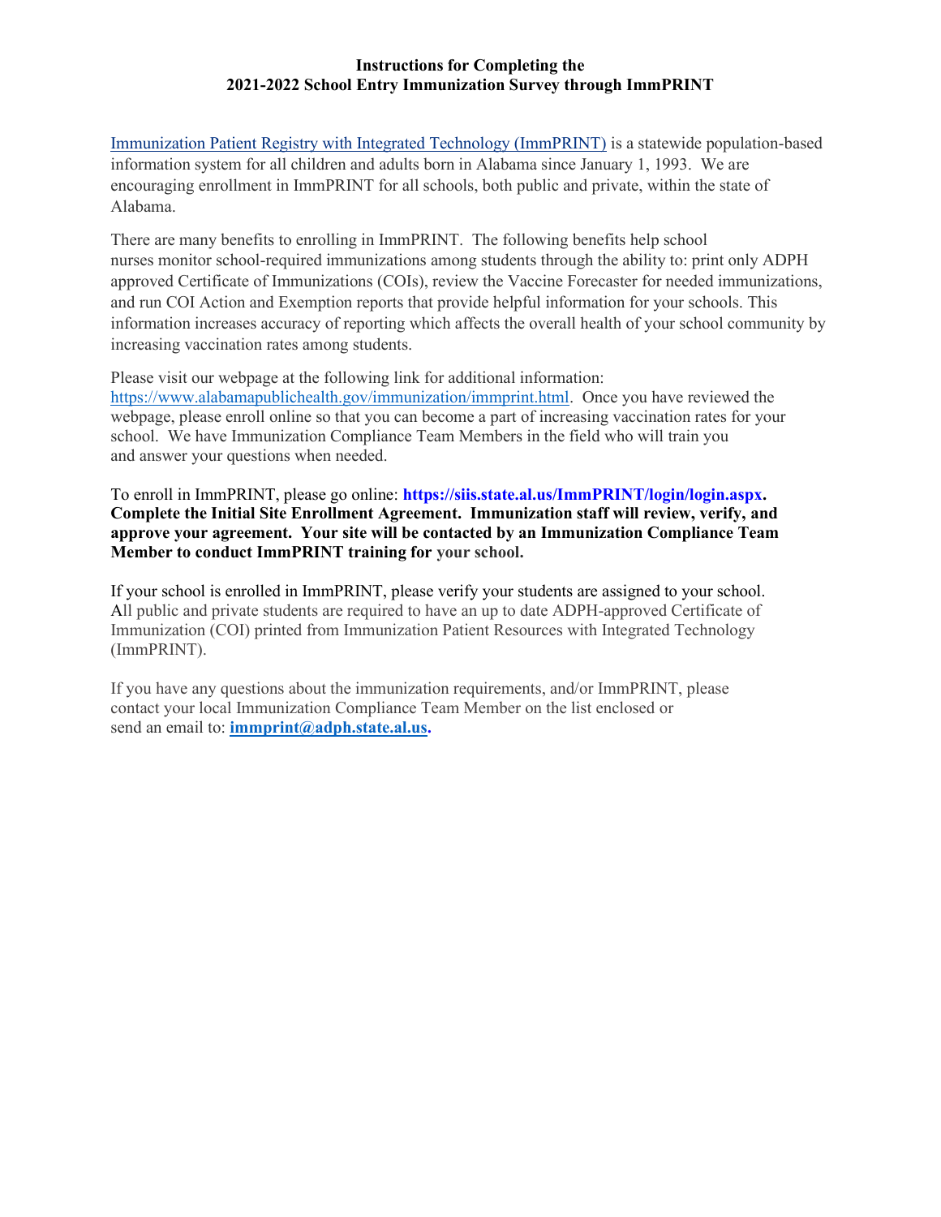**Instructions for Completing the**
**2021-2022 School Entry Immunization Survey through ImmPRINT**

Immunization Patient Registry with Integrated Technology (ImmPRINT) is a statewide population-based information system for all children and adults born in Alabama since January 1, 1993. We are encouraging enrollment in ImmPRINT for all schools, both public and private, within the state of Alabama.

There are many benefits to enrolling in ImmPRINT. The following benefits help school nurses monitor school-required immunizations among students through the ability to: print only ADPH approved Certificate of Immunizations (COIs), review the Vaccine Forecaster for needed immunizations, and run COI Action and Exemption reports that provide helpful information for your schools. This information increases accuracy of reporting which affects the overall health of your school community by increasing vaccination rates among students.

Please visit our webpage at the following link for additional information: https://www.alabamapublichealth.gov/immunization/immprint.html. Once you have reviewed the webpage, please enroll online so that you can become a part of increasing vaccination rates for your school. We have Immunization Compliance Team Members in the field who will train you and answer your questions when needed.

To enroll in ImmPRINT, please go online: **https://siis.state.al.us/ImmPRINT/login/login.aspx. Complete the Initial Site Enrollment Agreement. Immunization staff will review, verify, and approve your agreement. Your site will be contacted by an Immunization Compliance Team Member to conduct ImmPRINT training for your school.**

If your school is enrolled in ImmPRINT, please verify your students are assigned to your school. All public and private students are required to have an up to date ADPH-approved Certificate of Immunization (COI) printed from Immunization Patient Resources with Integrated Technology (ImmPRINT).

If you have any questions about the immunization requirements, and/or ImmPRINT, please contact your local Immunization Compliance Team Member on the list enclosed or send an email to: **immprint@adph.state.al.us.**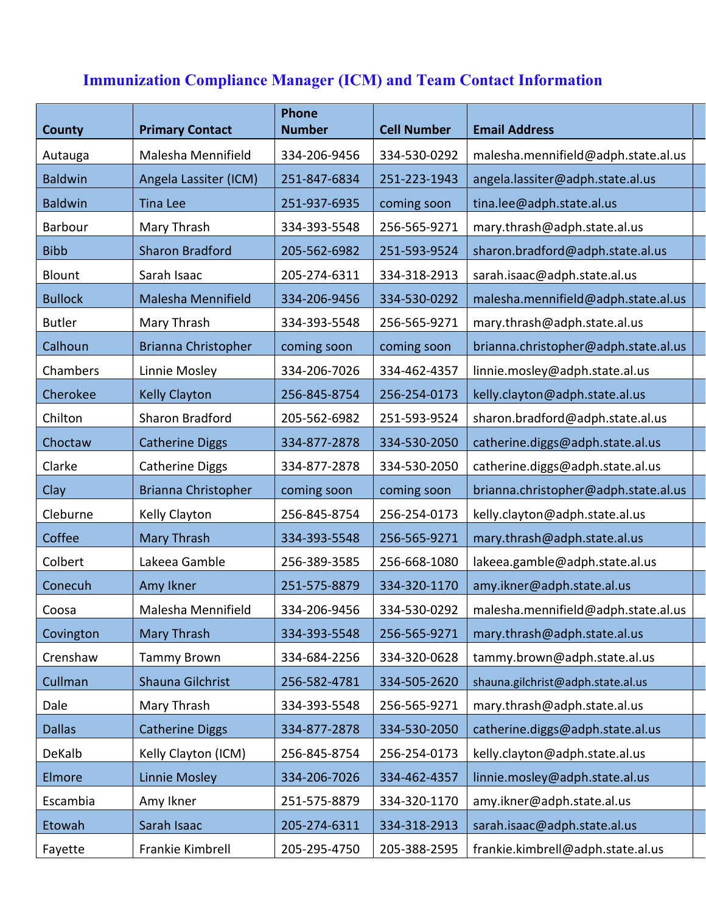## Immunization Compliance Manager (ICM) and Team Contact Information

| County | Primary Contact | Phone Number | Cell Number | Email Address |
|---|---|---|---|---|
| Autauga | Malesha Mennifield | 334-206-9456 | 334-530-0292 | malesha.mennifield@adph.state.al.us |
| Baldwin | Angela Lassiter (ICM) | 251-847-6834 | 251-223-1943 | angela.lassiter@adph.state.al.us |
| Baldwin | Tina Lee | 251-937-6935 | coming soon | tina.lee@adph.state.al.us |
| Barbour | Mary Thrash | 334-393-5548 | 256-565-9271 | mary.thrash@adph.state.al.us |
| Bibb | Sharon Bradford | 205-562-6982 | 251-593-9524 | sharon.bradford@adph.state.al.us |
| Blount | Sarah Isaac | 205-274-6311 | 334-318-2913 | sarah.isaac@adph.state.al.us |
| Bullock | Malesha Mennifield | 334-206-9456 | 334-530-0292 | malesha.mennifield@adph.state.al.us |
| Butler | Mary Thrash | 334-393-5548 | 256-565-9271 | mary.thrash@adph.state.al.us |
| Calhoun | Brianna Christopher | coming soon | coming soon | brianna.christopher@adph.state.al.us |
| Chambers | Linnie Mosley | 334-206-7026 | 334-462-4357 | linnie.mosley@adph.state.al.us |
| Cherokee | Kelly Clayton | 256-845-8754 | 256-254-0173 | kelly.clayton@adph.state.al.us |
| Chilton | Sharon Bradford | 205-562-6982 | 251-593-9524 | sharon.bradford@adph.state.al.us |
| Choctaw | Catherine Diggs | 334-877-2878 | 334-530-2050 | catherine.diggs@adph.state.al.us |
| Clarke | Catherine Diggs | 334-877-2878 | 334-530-2050 | catherine.diggs@adph.state.al.us |
| Clay | Brianna Christopher | coming soon | coming soon | brianna.christopher@adph.state.al.us |
| Cleburne | Kelly Clayton | 256-845-8754 | 256-254-0173 | kelly.clayton@adph.state.al.us |
| Coffee | Mary Thrash | 334-393-5548 | 256-565-9271 | mary.thrash@adph.state.al.us |
| Colbert | Lakeea Gamble | 256-389-3585 | 256-668-1080 | lakeea.gamble@adph.state.al.us |
| Conecuh | Amy Ikner | 251-575-8879 | 334-320-1170 | amy.ikner@adph.state.al.us |
| Coosa | Malesha Mennifield | 334-206-9456 | 334-530-0292 | malesha.mennifield@adph.state.al.us |
| Covington | Mary Thrash | 334-393-5548 | 256-565-9271 | mary.thrash@adph.state.al.us |
| Crenshaw | Tammy Brown | 334-684-2256 | 334-320-0628 | tammy.brown@adph.state.al.us |
| Cullman | Shauna Gilchrist | 256-582-4781 | 334-505-2620 | shauna.gilchrist@adph.state.al.us |
| Dale | Mary Thrash | 334-393-5548 | 256-565-9271 | mary.thrash@adph.state.al.us |
| Dallas | Catherine Diggs | 334-877-2878 | 334-530-2050 | catherine.diggs@adph.state.al.us |
| DeKalb | Kelly Clayton (ICM) | 256-845-8754 | 256-254-0173 | kelly.clayton@adph.state.al.us |
| Elmore | Linnie Mosley | 334-206-7026 | 334-462-4357 | linnie.mosley@adph.state.al.us |
| Escambia | Amy Ikner | 251-575-8879 | 334-320-1170 | amy.ikner@adph.state.al.us |
| Etowah | Sarah Isaac | 205-274-6311 | 334-318-2913 | sarah.isaac@adph.state.al.us |
| Fayette | Frankie Kimbrell | 205-295-4750 | 205-388-2595 | frankie.kimbrell@adph.state.al.us |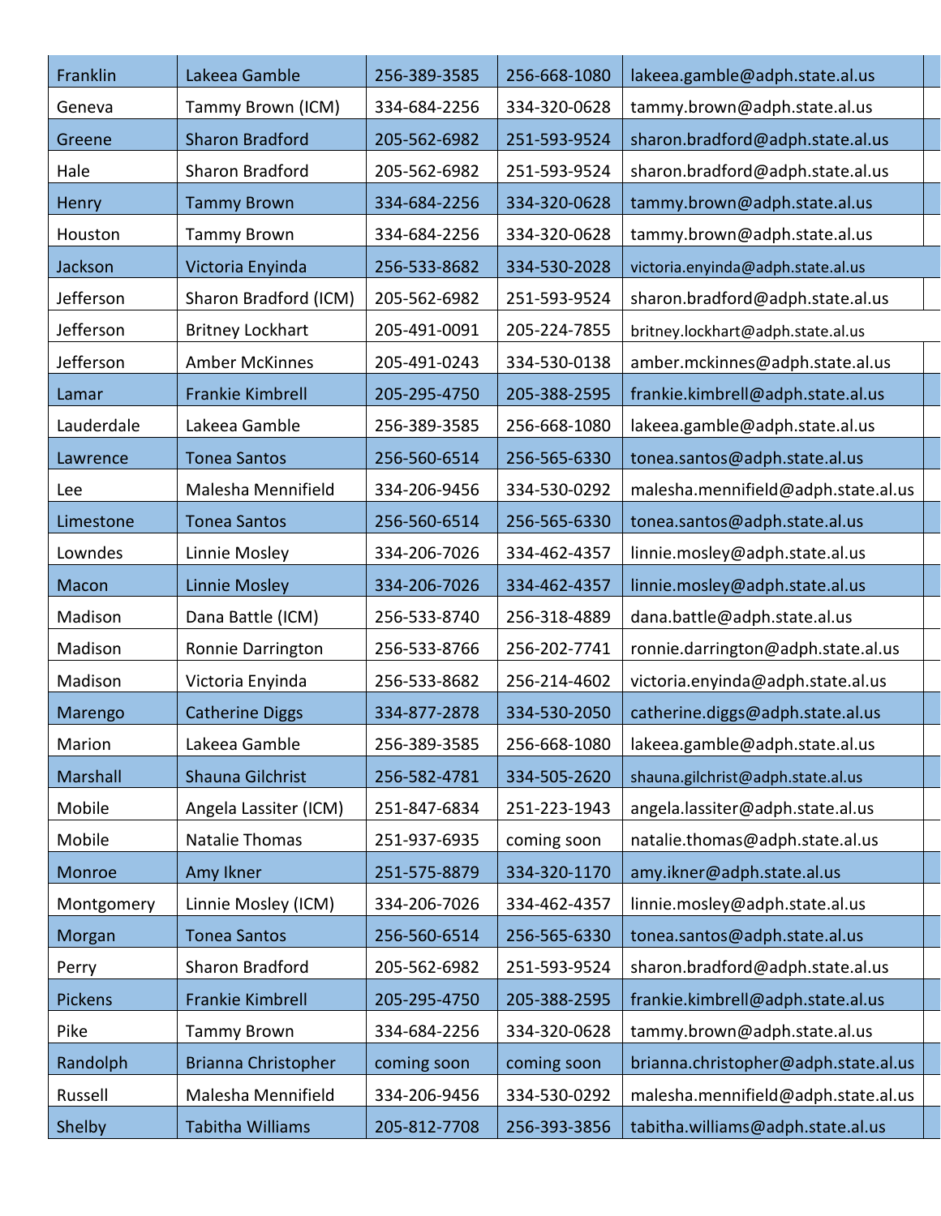| | | | | |
|---|---|---|---|---|
| Franklin | Lakeea Gamble | 256-389-3585 | 256-668-1080 | lakeea.gamble@adph.state.al.us |
| Geneva | Tammy Brown (ICM) | 334-684-2256 | 334-320-0628 | tammy.brown@adph.state.al.us |
| Greene | Sharon Bradford | 205-562-6982 | 251-593-9524 | sharon.bradford@adph.state.al.us |
| Hale | Sharon Bradford | 205-562-6982 | 251-593-9524 | sharon.bradford@adph.state.al.us |
| Henry | Tammy Brown | 334-684-2256 | 334-320-0628 | tammy.brown@adph.state.al.us |
| Houston | Tammy Brown | 334-684-2256 | 334-320-0628 | tammy.brown@adph.state.al.us |
| Jackson | Victoria Enyinda | 256-533-8682 | 334-530-2028 | victoria.enyinda@adph.state.al.us |
| Jefferson | Sharon Bradford (ICM) | 205-562-6982 | 251-593-9524 | sharon.bradford@adph.state.al.us |
| Jefferson | Britney Lockhart | 205-491-0091 | 205-224-7855 | britney.lockhart@adph.state.al.us |
| Jefferson | Amber McKinnes | 205-491-0243 | 334-530-0138 | amber.mckinnes@adph.state.al.us |
| Lamar | Frankie Kimbrell | 205-295-4750 | 205-388-2595 | frankie.kimbrell@adph.state.al.us |
| Lauderdale | Lakeea Gamble | 256-389-3585 | 256-668-1080 | lakeea.gamble@adph.state.al.us |
| Lawrence | Tonea Santos | 256-560-6514 | 256-565-6330 | tonea.santos@adph.state.al.us |
| Lee | Malesha Mennifield | 334-206-9456 | 334-530-0292 | malesha.mennifield@adph.state.al.us |
| Limestone | Tonea Santos | 256-560-6514 | 256-565-6330 | tonea.santos@adph.state.al.us |
| Lowndes | Linnie Mosley | 334-206-7026 | 334-462-4357 | linnie.mosley@adph.state.al.us |
| Macon | Linnie Mosley | 334-206-7026 | 334-462-4357 | linnie.mosley@adph.state.al.us |
| Madison | Dana Battle (ICM) | 256-533-8740 | 256-318-4889 | dana.battle@adph.state.al.us |
| Madison | Ronnie Darrington | 256-533-8766 | 256-202-7741 | ronnie.darrington@adph.state.al.us |
| Madison | Victoria Enyinda | 256-533-8682 | 256-214-4602 | victoria.enyinda@adph.state.al.us |
| Marengo | Catherine Diggs | 334-877-2878 | 334-530-2050 | catherine.diggs@adph.state.al.us |
| Marion | Lakeea Gamble | 256-389-3585 | 256-668-1080 | lakeea.gamble@adph.state.al.us |
| Marshall | Shauna Gilchrist | 256-582-4781 | 334-505-2620 | shauna.gilchrist@adph.state.al.us |
| Mobile | Angela Lassiter (ICM) | 251-847-6834 | 251-223-1943 | angela.lassiter@adph.state.al.us |
| Mobile | Natalie Thomas | 251-937-6935 | coming soon | natalie.thomas@adph.state.al.us |
| Monroe | Amy Ikner | 251-575-8879 | 334-320-1170 | amy.ikner@adph.state.al.us |
| Montgomery | Linnie Mosley (ICM) | 334-206-7026 | 334-462-4357 | linnie.mosley@adph.state.al.us |
| Morgan | Tonea Santos | 256-560-6514 | 256-565-6330 | tonea.santos@adph.state.al.us |
| Perry | Sharon Bradford | 205-562-6982 | 251-593-9524 | sharon.bradford@adph.state.al.us |
| Pickens | Frankie Kimbrell | 205-295-4750 | 205-388-2595 | frankie.kimbrell@adph.state.al.us |
| Pike | Tammy Brown | 334-684-2256 | 334-320-0628 | tammy.brown@adph.state.al.us |
| Randolph | Brianna Christopher | coming soon | coming soon | brianna.christopher@adph.state.al.us |
| Russell | Malesha Mennifield | 334-206-9456 | 334-530-0292 | malesha.mennifield@adph.state.al.us |
| Shelby | Tabitha Williams | 205-812-7708 | 256-393-3856 | tabitha.williams@adph.state.al.us |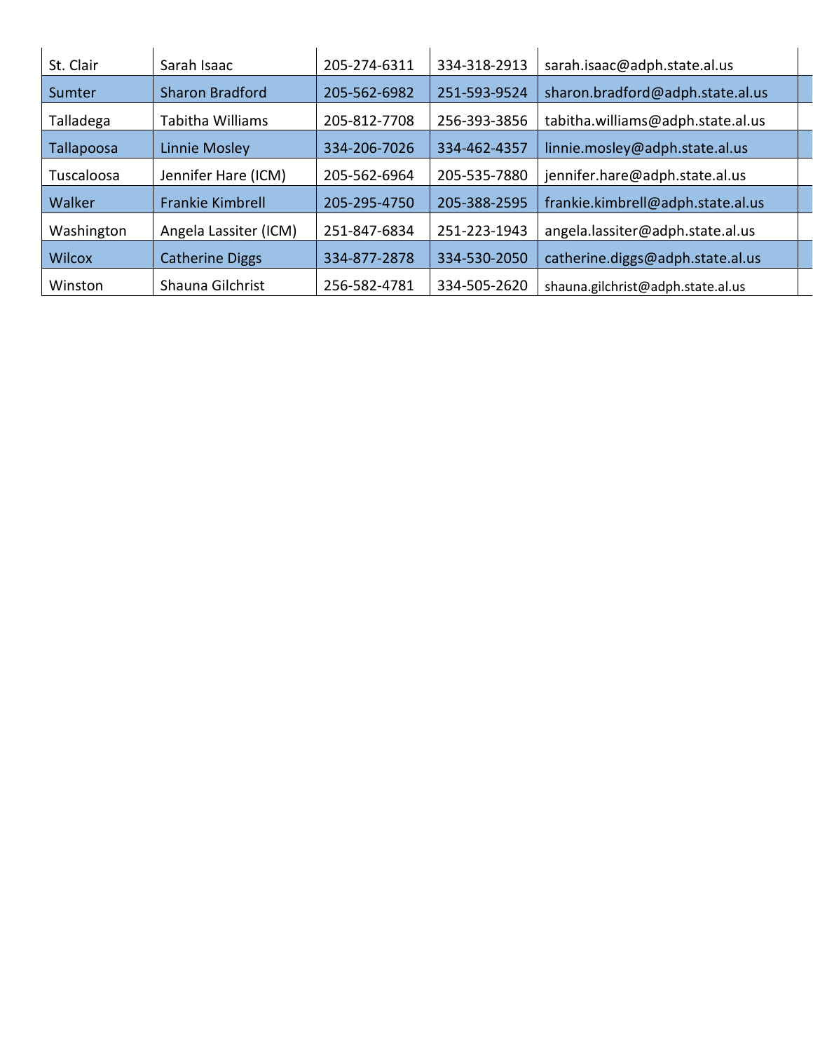| | | | | |
|---|---|---|---|---|
| St. Clair | Sarah Isaac | 205-274-6311 | 334-318-2913 | sarah.isaac@adph.state.al.us |
| Sumter | Sharon Bradford | 205-562-6982 | 251-593-9524 | sharon.bradford@adph.state.al.us |
| Talladega | Tabitha Williams | 205-812-7708 | 256-393-3856 | tabitha.williams@adph.state.al.us |
| Tallapoosa | Linnie Mosley | 334-206-7026 | 334-462-4357 | linnie.mosley@adph.state.al.us |
| Tuscaloosa | Jennifer Hare (ICM) | 205-562-6964 | 205-535-7880 | jennifer.hare@adph.state.al.us |
| Walker | Frankie Kimbrell | 205-295-4750 | 205-388-2595 | frankie.kimbrell@adph.state.al.us |
| Washington | Angela Lassiter (ICM) | 251-847-6834 | 251-223-1943 | angela.lassiter@adph.state.al.us |
| Wilcox | Catherine Diggs | 334-877-2878 | 334-530-2050 | catherine.diggs@adph.state.al.us |
| Winston | Shauna Gilchrist | 256-582-4781 | 334-505-2620 | shauna.gilchrist@adph.state.al.us |